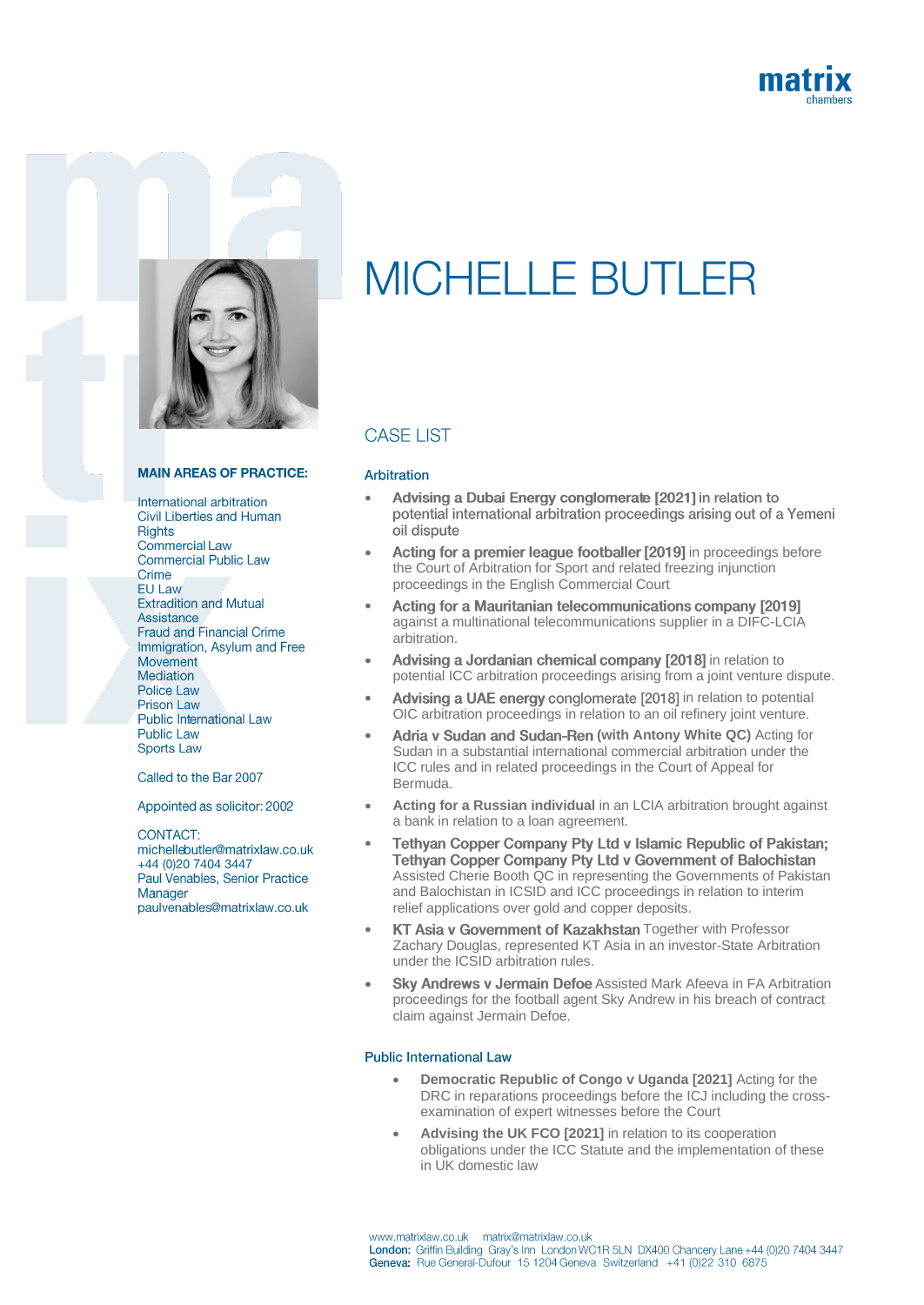# MICHELLE BUTLER

**MAIN AREAS OF PRACTICE:**

International arbitration
Civil Liberties and Human Rights
Commercial Law
Commercial Public Law
Crime
EU Law
Extradition and Mutual Assistance
Fraud and Financial Crime
Immigration, Asylum and Free Movement
Mediation
Police Law
Prison Law
Public International Law
Public Law
Sports Law

Called to the Bar 2007

Appointed as solicitor: 2002

CONTACT:
michellebutler@matrixlaw.co.uk
+44 (0)20 7404 3447
Paul Venables, Senior Practice Manager
paulvenables@matrixlaw.co.uk

## CASE LIST

### Arbitration

- **Advising a Dubai Energy conglomerate [2021]** in relation to potential international arbitration proceedings arising out of a Yemeni oil dispute
- **Acting for a premier league footballer [2019]** in proceedings before the Court of Arbitration for Sport and related freezing injunction proceedings in the English Commercial Court
- **Acting for a Mauritanian telecommunications company [2019]** against a multinational telecommunications supplier in a DIFC-LCIA arbitration.
- **Advising a Jordanian chemical company [2018]** in relation to potential ICC arbitration proceedings arising from a joint venture dispute.
- **Advising a UAE energy** conglomerate [2018] in relation to potential OIC arbitration proceedings in relation to an oil refinery joint venture.
- **Adria v Sudan and Sudan-Ren (with Antony White QC)** Acting for Sudan in a substantial international commercial arbitration under the ICC rules and in related proceedings in the Court of Appeal for Bermuda.
- **Acting for a Russian individual** in an LCIA arbitration brought against a bank in relation to a loan agreement.
- **Tethyan Copper Company Pty Ltd v Islamic Republic of Pakistan; Tethyan Copper Company Pty Ltd v Government of Balochistan** Assisted Cherie Booth QC in representing the Governments of Pakistan and Balochistan in ICSID and ICC proceedings in relation to interim relief applications over gold and copper deposits.
- **KT Asia v Government of Kazakhstan** Together with Professor Zachary Douglas, represented KT Asia in an investor-State Arbitration under the ICSID arbitration rules.
- **Sky Andrews v Jermain Defoe** Assisted Mark Afeeva in FA Arbitration proceedings for the football agent Sky Andrew in his breach of contract claim against Jermain Defoe.

### Public International Law

- **Democratic Republic of Congo v Uganda [2021]** Acting for the DRC in reparations proceedings before the ICJ including the cross-examination of expert witnesses before the Court
- **Advising the UK FCO [2021]** in relation to its cooperation obligations under the ICC Statute and the implementation of these in UK domestic law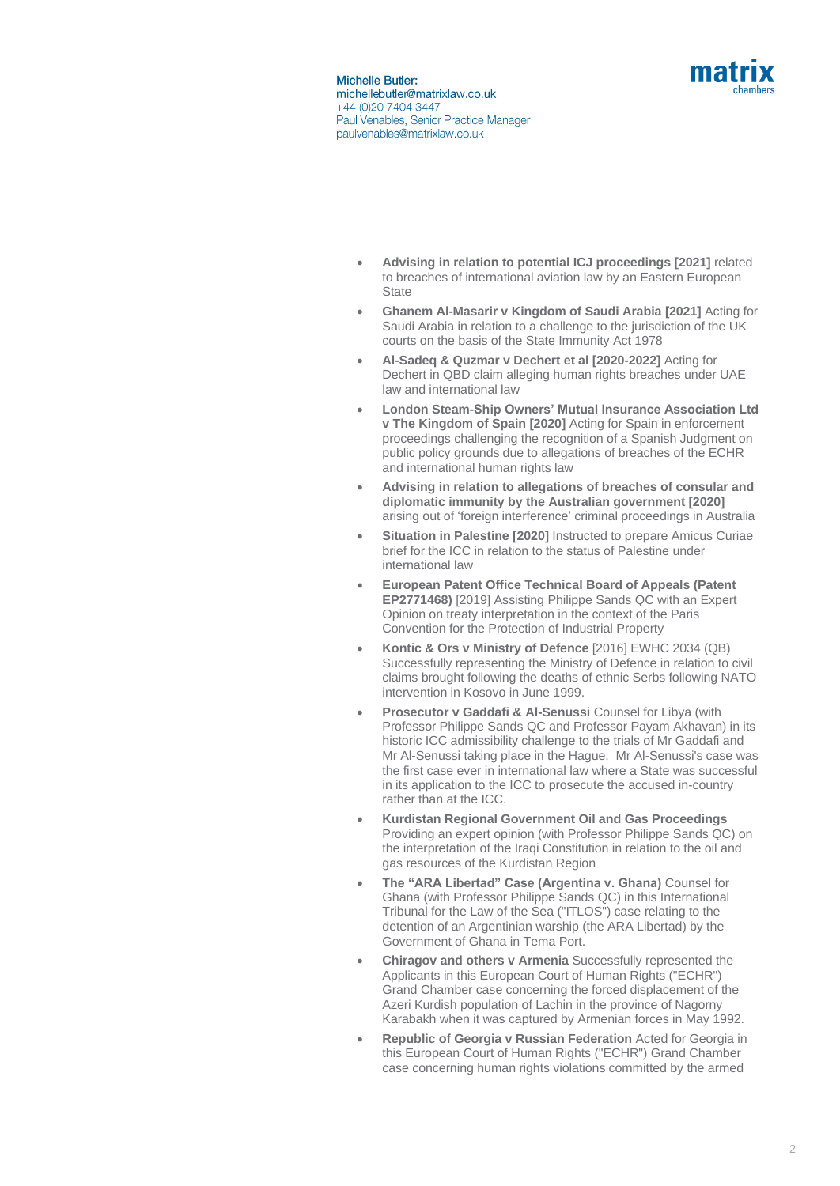Michelle Butler:
michellebutler@matrixlaw.co.uk
+44 (0)20 7404 3447
Paul Venables, Senior Practice Manager
paulvenables@matrixlaw.co.uk

- **Advising in relation to potential ICJ proceedings [2021]** related to breaches of international aviation law by an Eastern European State
- **Ghanem Al-Masarir v Kingdom of Saudi Arabia [2021]** Acting for Saudi Arabia in relation to a challenge to the jurisdiction of the UK courts on the basis of the State Immunity Act 1978
- **Al-Sadeq & Quzmar v Dechert et al [2020-2022]** Acting for Dechert in QBD claim alleging human rights breaches under UAE law and international law
- **London Steam-Ship Owners' Mutual Insurance Association Ltd v The Kingdom of Spain [2020]** Acting for Spain in enforcement proceedings challenging the recognition of a Spanish Judgment on public policy grounds due to allegations of breaches of the ECHR and international human rights law
- **Advising in relation to allegations of breaches of consular and diplomatic immunity by the Australian government [2020]** arising out of 'foreign interference' criminal proceedings in Australia
- **Situation in Palestine [2020]** Instructed to prepare Amicus Curiae brief for the ICC in relation to the status of Palestine under international law
- **European Patent Office Technical Board of Appeals (Patent EP2771468)** [2019] Assisting Philippe Sands QC with an Expert Opinion on treaty interpretation in the context of the Paris Convention for the Protection of Industrial Property
- **Kontic & Ors v Ministry of Defence** [2016] EWHC 2034 (QB) Successfully representing the Ministry of Defence in relation to civil claims brought following the deaths of ethnic Serbs following NATO intervention in Kosovo in June 1999.
- **Prosecutor v Gaddafi & Al-Senussi** Counsel for Libya (with Professor Philippe Sands QC and Professor Payam Akhavan) in its historic ICC admissibility challenge to the trials of Mr Gaddafi and Mr Al-Senussi taking place in the Hague. Mr Al-Senussi's case was the first case ever in international law where a State was successful in its application to the ICC to prosecute the accused in-country rather than at the ICC.
- **Kurdistan Regional Government Oil and Gas Proceedings** Providing an expert opinion (with Professor Philippe Sands QC) on the interpretation of the Iraqi Constitution in relation to the oil and gas resources of the Kurdistan Region
- **The "ARA Libertad" Case (Argentina v. Ghana)** Counsel for Ghana (with Professor Philippe Sands QC) in this International Tribunal for the Law of the Sea ("ITLOS") case relating to the detention of an Argentinian warship (the ARA Libertad) by the Government of Ghana in Tema Port.
- **Chiragov and others v Armenia** Successfully represented the Applicants in this European Court of Human Rights ("ECHR") Grand Chamber case concerning the forced displacement of the Azeri Kurdish population of Lachin in the province of Nagorny Karabakh when it was captured by Armenian forces in May 1992.
- **Republic of Georgia v Russian Federation** Acted for Georgia in this European Court of Human Rights ("ECHR") Grand Chamber case concerning human rights violations committed by the armed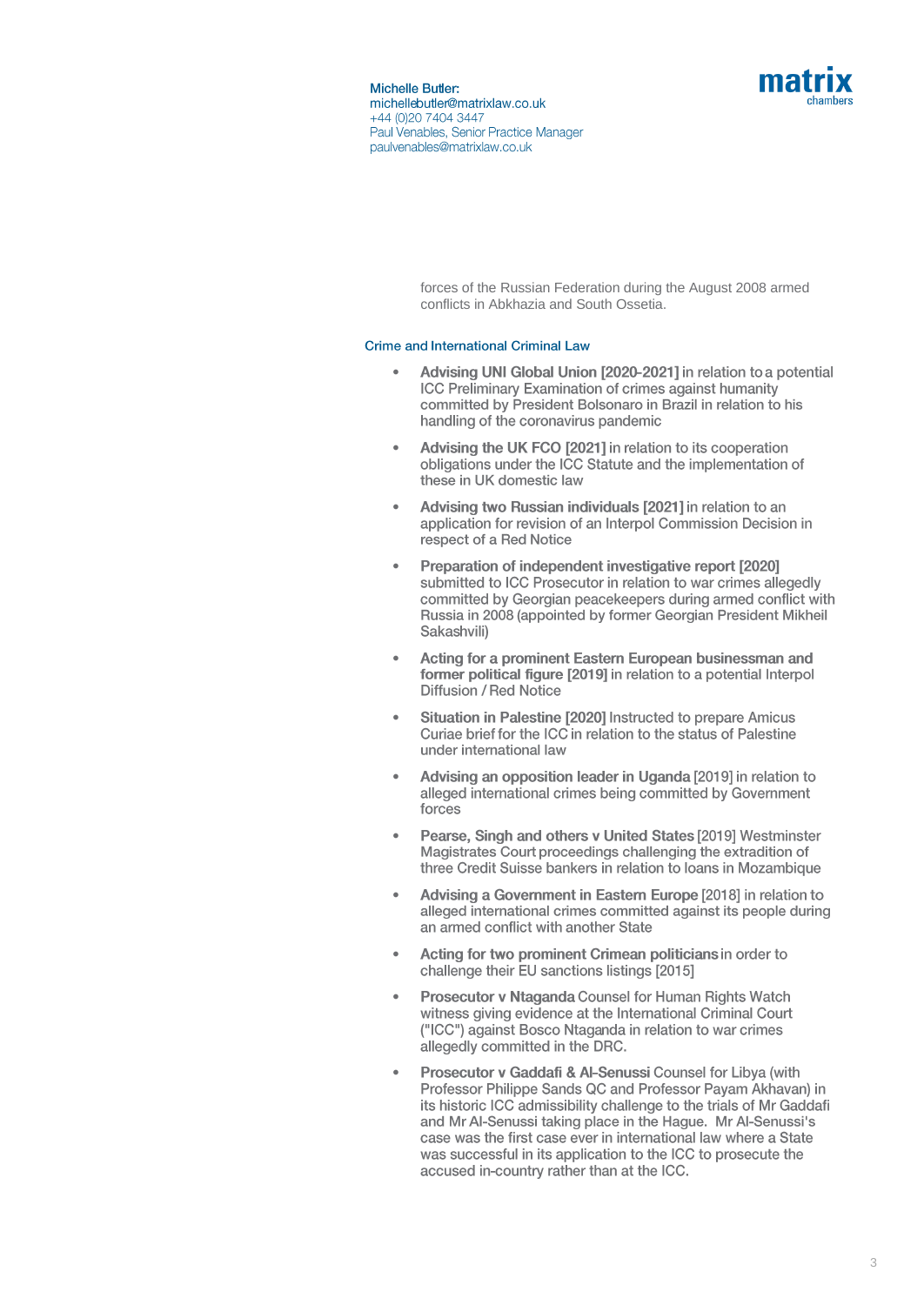forces of the Russian Federation during the August 2008 armed conflicts in Abkhazia and South Ossetia.

## Crime and International Criminal Law

- **Advising UNI Global Union [2020-2021]** in relation to a potential ICC Preliminary Examination of crimes against humanity committed by President Bolsonaro in Brazil in relation to his handling of the coronavirus pandemic
- **Advising the UK FCO [2021]** in relation to its cooperation obligations under the ICC Statute and the implementation of these in UK domestic law
- **Advising two Russian individuals [2021]** in relation to an application for revision of an Interpol Commission Decision in respect of a Red Notice
- **Preparation of independent investigative report [2020]** submitted to ICC Prosecutor in relation to war crimes allegedly committed by Georgian peacekeepers during armed conflict with Russia in 2008 (appointed by former Georgian President Mikheil Sakashvili)
- **Acting for a prominent Eastern European businessman and former political figure [2019]** in relation to a potential Interpol Diffusion / Red Notice
- **Situation in Palestine [2020]** Instructed to prepare Amicus Curiae brief for the ICC in relation to the status of Palestine under international law
- **Advising an opposition leader in Uganda** [2019] in relation to alleged international crimes being committed by Government forces
- **Pearse, Singh and others v United States** [2019] Westminster Magistrates Court proceedings challenging the extradition of three Credit Suisse bankers in relation to loans in Mozambique
- **Advising a Government in Eastern Europe** [2018] in relation to alleged international crimes committed against its people during an armed conflict with another State
- **Acting for two prominent Crimean politicians** in order to challenge their EU sanctions listings [2015]
- **Prosecutor v Ntaganda** Counsel for Human Rights Watch witness giving evidence at the International Criminal Court ("ICC") against Bosco Ntaganda in relation to war crimes allegedly committed in the DRC.
- **Prosecutor v Gaddafi & Al-Senussi** Counsel for Libya (with Professor Philippe Sands QC and Professor Payam Akhavan) in its historic ICC admissibility challenge to the trials of Mr Gaddafi and Mr Al-Senussi taking place in the Hague. Mr Al-Senussi's case was the first case ever in international law where a State was successful in its application to the ICC to prosecute the accused in-country rather than at the ICC.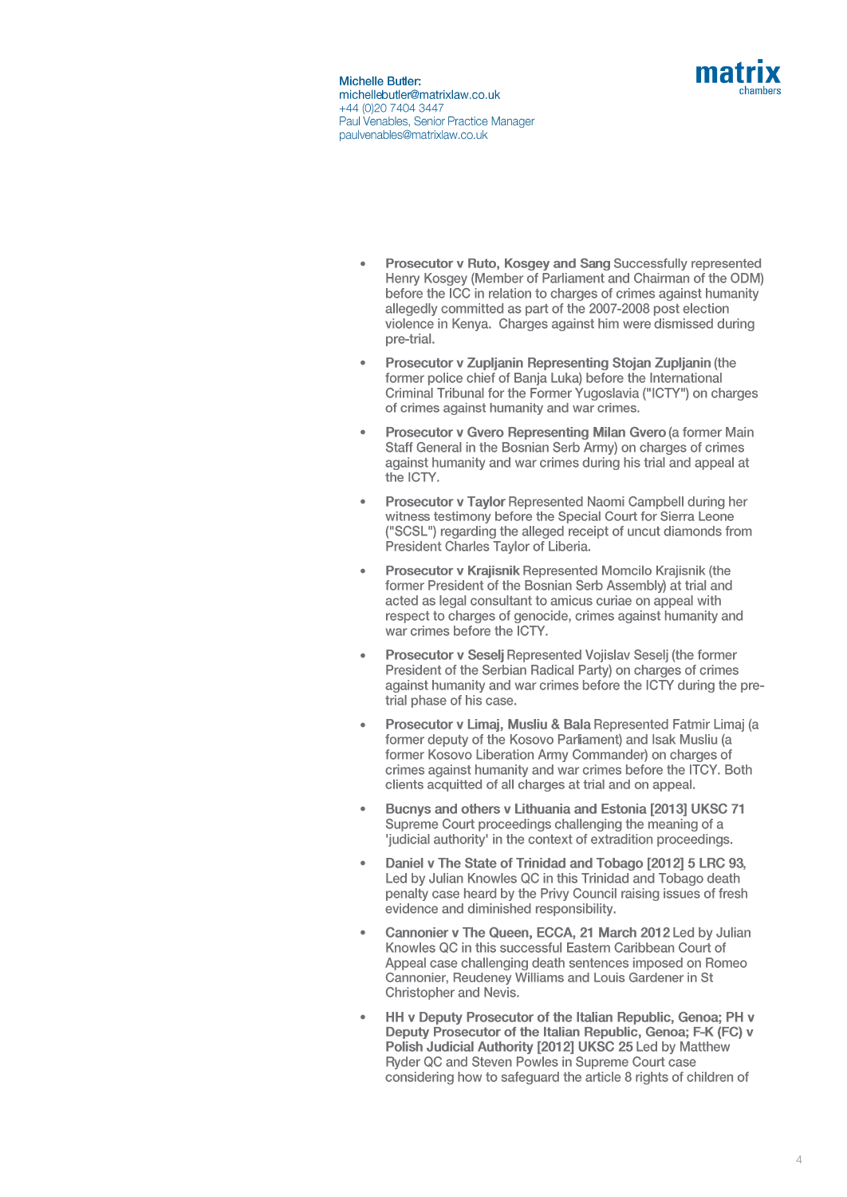Michelle Butler:
michellebutler@matrixlaw.co.uk
+44 (0)20 7404 3447
Paul Venables, Senior Practice Manager
paulvenables@matrixlaw.co.uk

- **Prosecutor v Ruto, Kosgey and Sang** Successfully represented Henry Kosgey (Member of Parliament and Chairman of the ODM) before the ICC in relation to charges of crimes against humanity allegedly committed as part of the 2007-2008 post election violence in Kenya. Charges against him were dismissed during pre-trial.
- **Prosecutor v Zupljanin Representing Stojan Zupljanin** (the former police chief of Banja Luka) before the International Criminal Tribunal for the Former Yugoslavia ("ICTY") on charges of crimes against humanity and war crimes.
- **Prosecutor v Gvero Representing Milan Gvero** (a former Main Staff General in the Bosnian Serb Army) on charges of crimes against humanity and war crimes during his trial and appeal at the ICTY.
- **Prosecutor v Taylor** Represented Naomi Campbell during her witness testimony before the Special Court for Sierra Leone ("SCSL") regarding the alleged receipt of uncut diamonds from President Charles Taylor of Liberia.
- **Prosecutor v Krajisnik** Represented Momcilo Krajisnik (the former President of the Bosnian Serb Assembly) at trial and acted as legal consultant to amicus curiae on appeal with respect to charges of genocide, crimes against humanity and war crimes before the ICTY.
- **Prosecutor v Seselj** Represented Vojislav Seselj (the former President of the Serbian Radical Party) on charges of crimes against humanity and war crimes before the ICTY during the pre-trial phase of his case.
- **Prosecutor v Limaj, Musliu & Bala** Represented Fatmir Limaj (a former deputy of the Kosovo Parliament) and Isak Musliu (a former Kosovo Liberation Army Commander) on charges of crimes against humanity and war crimes before the ITCY. Both clients acquitted of all charges at trial and on appeal.
- **Bucnys and others v Lithuania and Estonia [2013] UKSC 71** Supreme Court proceedings challenging the meaning of a 'judicial authority' in the context of extradition proceedings.
- **Daniel v The State of Trinidad and Tobago [2012] 5 LRC 93**, Led by Julian Knowles QC in this Trinidad and Tobago death penalty case heard by the Privy Council raising issues of fresh evidence and diminished responsibility.
- **Cannonier v The Queen, ECCA, 21 March 2012** Led by Julian Knowles QC in this successful Eastern Caribbean Court of Appeal case challenging death sentences imposed on Romeo Cannonier, Reudeney Williams and Louis Gardener in St Christopher and Nevis.
- **HH v Deputy Prosecutor of the Italian Republic, Genoa; PH v Deputy Prosecutor of the Italian Republic, Genoa; F-K (FC) v Polish Judicial Authority [2012] UKSC 25** Led by Matthew Ryder QC and Steven Powles in Supreme Court case considering how to safeguard the article 8 rights of children of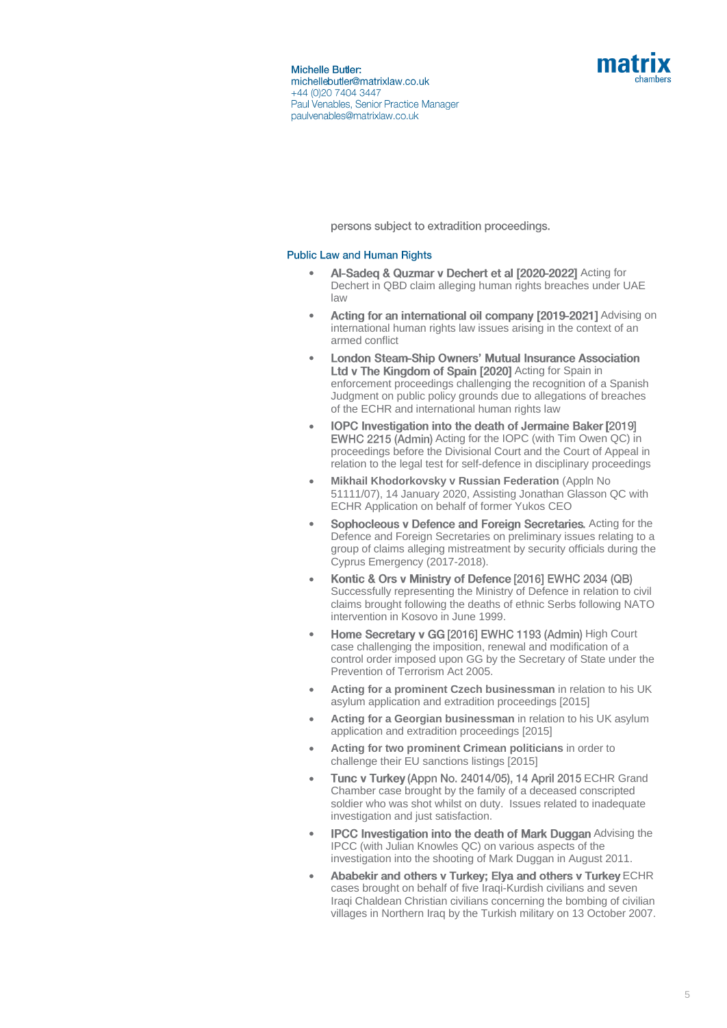persons subject to extradition proceedings.

## Public Law and Human Rights

- **Al-Sadeq & Quzmar v Dechert et al [2020-2022]** Acting for Dechert in QBD claim alleging human rights breaches under UAE law
- **Acting for an international oil company [2019-2021]** Advising on international human rights law issues arising in the context of an armed conflict
- **London Steam-Ship Owners' Mutual Insurance Association Ltd v The Kingdom of Spain [2020]** Acting for Spain in enforcement proceedings challenging the recognition of a Spanish Judgment on public policy grounds due to allegations of breaches of the ECHR and international human rights law
- **IOPC Investigation into the death of Jermaine Baker** [2019] EWHC 2215 (Admin) Acting for the IOPC (with Tim Owen QC) in proceedings before the Divisional Court and the Court of Appeal in relation to the legal test for self-defence in disciplinary proceedings
- **Mikhail Khodorkovsky v Russian Federation** (Appln No 51111/07), 14 January 2020, Assisting Jonathan Glasson QC with ECHR Application on behalf of former Yukos CEO
- **Sophocleous v Defence and Foreign Secretaries**. Acting for the Defence and Foreign Secretaries on preliminary issues relating to a group of claims alleging mistreatment by security officials during the Cyprus Emergency (2017-2018).
- **Kontic & Ors v Ministry of Defence** [2016] EWHC 2034 (QB) Successfully representing the Ministry of Defence in relation to civil claims brought following the deaths of ethnic Serbs following NATO intervention in Kosovo in June 1999.
- **Home Secretary v GG** [2016] EWHC 1193 (Admin) High Court case challenging the imposition, renewal and modification of a control order imposed upon GG by the Secretary of State under the Prevention of Terrorism Act 2005.
- **Acting for a prominent Czech businessman** in relation to his UK asylum application and extradition proceedings [2015]
- **Acting for a Georgian businessman** in relation to his UK asylum application and extradition proceedings [2015]
- **Acting for two prominent Crimean politicians** in order to challenge their EU sanctions listings [2015]
- **Tunc v Turkey** (Appn No. 24014/05), 14 April 2015 ECHR Grand Chamber case brought by the family of a deceased conscripted soldier who was shot whilst on duty. Issues related to inadequate investigation and just satisfaction.
- **IPCC Investigation into the death of Mark Duggan** Advising the IPCC (with Julian Knowles QC) on various aspects of the investigation into the shooting of Mark Duggan in August 2011.
- **Ababekir and others v Turkey; Elya and others v Turkey** ECHR cases brought on behalf of five Iraqi-Kurdish civilians and seven Iraqi Chaldean Christian civilians concerning the bombing of civilian villages in Northern Iraq by the Turkish military on 13 October 2007.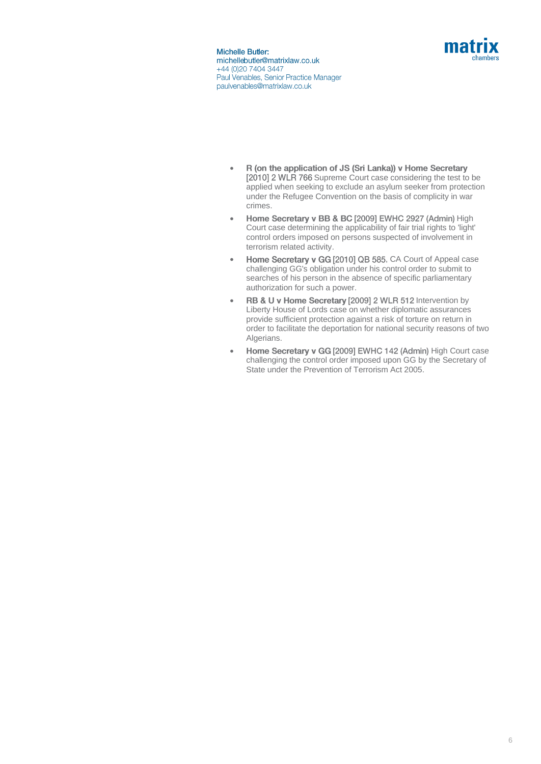Michelle Butler:
michellebutler@matrixlaw.co.uk
+44 (0)20 7404 3447
Paul Venables, Senior Practice Manager
paulvenables@matrixlaw.co.uk

matrix chambers

- **R (on the application of JS (Sri Lanka)) v Home Secretary** [2010] 2 WLR 766 Supreme Court case considering the test to be applied when seeking to exclude an asylum seeker from protection under the Refugee Convention on the basis of complicity in war crimes.
- **Home Secretary v BB & BC** [2009] EWHC 2927 (Admin) High Court case determining the applicability of fair trial rights to 'light' control orders imposed on persons suspected of involvement in terrorism related activity.
- **Home Secretary v GG** [2010] QB 585, CA Court of Appeal case challenging GG's obligation under his control order to submit to searches of his person in the absence of specific parliamentary authorization for such a power.
- **RB & U v Home Secretary** [2009] 2 WLR 512 Intervention by Liberty House of Lords case on whether diplomatic assurances provide sufficient protection against a risk of torture on return in order to facilitate the deportation for national security reasons of two Algerians.
- **Home Secretary v GG** [2009] EWHC 142 (Admin) High Court case challenging the control order imposed upon GG by the Secretary of State under the Prevention of Terrorism Act 2005.